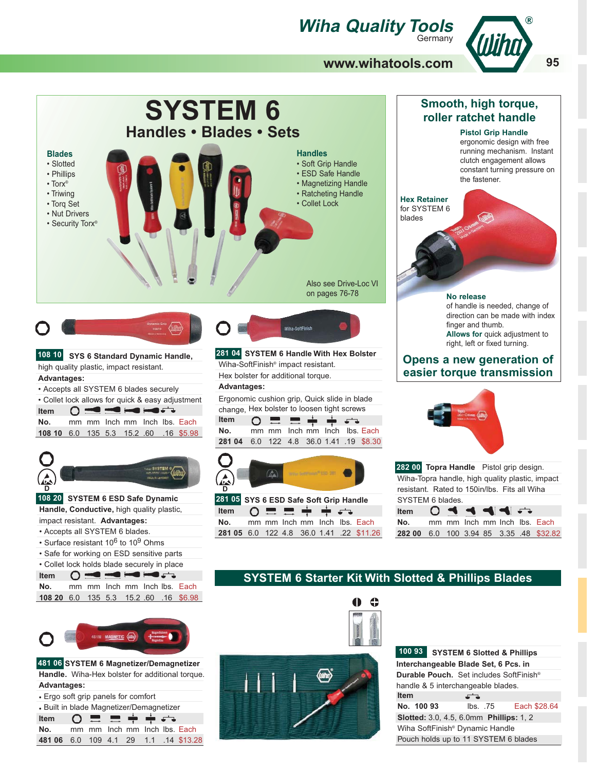# SYSTEM 6

## Handles • Blades • Sets

**Blades**
- Slotted
- Phillips
- Torx®
- Triwing
- Torq Set
- Nut Drivers
- Security Torx®

**Handles**
- Soft Grip Handle
- ESD Safe Handle
- Magnetizing Handle
- Ratcheting Handle
- Collet Lock

Also see Drive-Loc VI on pages 76-78

## Smooth, high torque, roller ratchet handle

**Pistol Grip Handle** ergonomic design with free running mechanism. Instant clutch engagement allows constant turning pressure on the fastener.

**Hex Retainer** for SYSTEM 6 blades

**No release** of handle is needed, change of direction can be made with index finger and thumb. **Allows for** quick adjustment to right, left or fixed turning.

## Opens a new generation of easier torque transmission

---

**108 10 SYS 6 Standard Dynamic Handle,** high quality plastic, impact resistant.

**Advantages:**
- Accepts all SYSTEM 6 blades securely
- Collet lock allows for quick & easy adjustment

| Item No. | mm | mm | Inch | mm | Inch | lbs. | Each |
|---|---|---|---|---|---|---|---|
| 108 10 | 6.0 | 135 | 5.3 | 15.2 | .60 | .16 | $5.98 |

**108 20 SYSTEM 6 ESD Safe Dynamic Handle, Conductive,** high quality plastic, impact resistant. **Advantages:**
- Accepts all SYSTEM 6 blades.
- Surface resistant $10^6$ to $10^9$ Ohms
- Safe for working on ESD sensitive parts
- Collet lock holds blade securely in place

| Item No. | mm | mm | Inch | mm | Inch | lbs. | Each |
|---|---|---|---|---|---|---|---|
| 108 20 | 6.0 | 135 | 5.3 | 15.2 | .60 | .16 | $6.98 |

**481 06 SYSTEM 6 Magnetizer/Demagnetizer Handle.** Wiha-Hex bolster for additional torque.

**Advantages:**
- Ergo soft grip panels for comfort
- Built in blade Magnetizer/Demagnetizer

| Item No. | mm | mm | Inch | mm | Inch | lbs. | Each |
|---|---|---|---|---|---|---|---|
| 481 06 | 6.0 | 109 | 4.1 | 29 | 1.1 | .14 | $13.28 |

**281 04 SYSTEM 6 Handle With Hex Bolster** Wiha-SoftFinish® impact resistant. Hex bolster for additional torque.

**Advantages:**

Ergonomic cushion grip, Quick slide in blade change, Hex bolster to loosen tight screws

| Item No. | mm | mm | Inch | mm | Inch | lbs. | Each |
|---|---|---|---|---|---|---|---|
| 281 04 | 6.0 | 122 | 4.8 | 36.0 | 1.41 | .19 | $8.30 |

**281 05 SYS 6 ESD Safe Soft Grip Handle**

| Item No. | mm | mm | Inch | mm | Inch | lbs. | Each |
|---|---|---|---|---|---|---|---|
| 281 05 | 6.0 | 122 | 4.8 | 36.0 | 1.41 | .22 | $11.26 |

**282 00 Topra Handle** Pistol grip design. Wiha-Topra handle, high quality plastic, impact resistant. Rated to 150in/lbs. Fits all Wiha SYSTEM 6 blades.

| Item No. | mm | mm | Inch | mm | Inch | lbs. | Each |
|---|---|---|---|---|---|---|---|
| 282 00 | 6.0 | 100 | 3.94 | 85 | 3.35 | .48 | $32.82 |

## SYSTEM 6 Starter Kit With Slotted & Phillips Blades

**100 93 SYSTEM 6 Slotted & Phillips Interchangeable Blade Set, 6 Pcs. in Durable Pouch.** Set includes SoftFinish® handle & 5 interchangeable blades.

| Item No. | lbs. | Each |
|---|---|---|
| 100 93 | .75 | $28.64 |

**Slotted:** 3.0, 4.5, 6.0mm **Phillips:** 1, 2

Wiha SoftFinish® Dynamic Handle

Pouch holds up to 11 SYSTEM 6 blades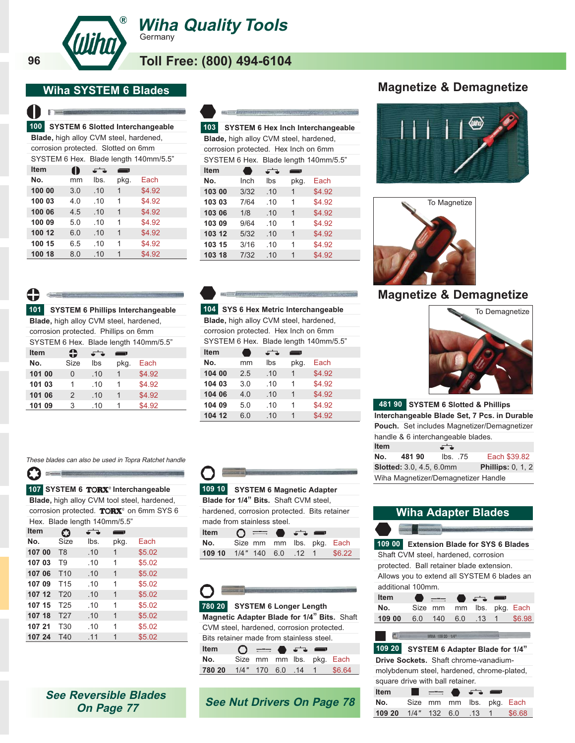# Wiha Quality Tools
Germany

Toll Free: (800) 494-6104

## Wiha SYSTEM 6 Blades

### 100 SYSTEM 6 Slotted Interchangeable

**Blade,** high alloy CVM steel, hardened, corrosion protected. Slotted on 6mm SYSTEM 6 Hex. Blade length 140mm/5.5"

| Item No. | mm | lbs. | pkg. | Each |
|---|---|---|---|---|
| 100 00 | 3.0 | .10 | 1 | $4.92 |
| 100 03 | 4.0 | .10 | 1 | $4.92 |
| 100 06 | 4.5 | .10 | 1 | $4.92 |
| 100 09 | 5.0 | .10 | 1 | $4.92 |
| 100 12 | 6.0 | .10 | 1 | $4.92 |
| 100 15 | 6.5 | .10 | 1 | $4.92 |
| 100 18 | 8.0 | .10 | 1 | $4.92 |

### 103 SYSTEM 6 Hex Inch Interchangeable

**Blade,** high alloy CVM steel, hardened, corrosion protected. Hex Inch on 6mm SYSTEM 6 Hex. Blade length 140mm/5.5"

| Item No. | Inch | lbs | pkg. | Each |
|---|---|---|---|---|
| 103 00 | 3/32 | .10 | 1 | $4.92 |
| 103 03 | 7/64 | .10 | 1 | $4.92 |
| 103 06 | 1/8 | .10 | 1 | $4.92 |
| 103 09 | 9/64 | .10 | 1 | $4.92 |
| 103 12 | 5/32 | .10 | 1 | $4.92 |
| 103 15 | 3/16 | .10 | 1 | $4.92 |
| 103 18 | 7/32 | .10 | 1 | $4.92 |

### 101 SYSTEM 6 Phillips Interchangeable

**Blade,** high alloy CVM steel, hardened, corrosion protected. Phillips on 6mm SYSTEM 6 Hex. Blade length 140mm/5.5"

| Item No. | Size | lbs | pkg. | Each |
|---|---|---|---|---|
| 101 00 | 0 | .10 | 1 | $4.92 |
| 101 03 | 1 | .10 | 1 | $4.92 |
| 101 06 | 2 | .10 | 1 | $4.92 |
| 101 09 | 3 | .10 | 1 | $4.92 |

### 104 SYS 6 Hex Metric Interchangeable

**Blade,** high alloy CVM steel, hardened, corrosion protected. Hex Inch on 6mm SYSTEM 6 Hex. Blade length 140mm/5.5"

| Item No. | mm | lbs | pkg. | Each |
|---|---|---|---|---|
| 104 00 | 2.5 | .10 | 1 | $4.92 |
| 104 03 | 3.0 | .10 | 1 | $4.92 |
| 104 06 | 4.0 | .10 | 1 | $4.92 |
| 104 09 | 5.0 | .10 | 1 | $4.92 |
| 104 12 | 6.0 | .10 | 1 | $4.92 |

*These blades can also be used in Topra Ratchet handle*

### 107 SYSTEM 6 TORX® Interchangeable

**Blade,** high alloy CVM tool steel, hardened, corrosion protected. TORX® on 6mm SYS 6 Hex. Blade length 140mm/5.5"

| Item No. | Size | lbs. | pkg. | Each |
|---|---|---|---|---|
| 107 00 | T8 | .10 | 1 | $5.02 |
| 107 03 | T9 | .10 | 1 | $5.02 |
| 107 06 | T10 | .10 | 1 | $5.02 |
| 107 09 | T15 | .10 | 1 | $5.02 |
| 107 12 | T20 | .10 | 1 | $5.02 |
| 107 15 | T25 | .10 | 1 | $5.02 |
| 107 18 | T27 | .10 | 1 | $5.02 |
| 107 21 | T30 | .10 | 1 | $5.02 |
| 107 24 | T40 | .11 | 1 | $5.02 |

### 109 10 SYSTEM 6 Magnetic Adapter

**Blade for 1/4" Bits.** Shaft CVM steel, hardened, corrosion protected. Bits retainer made from stainless steel.

| Item No. | Size | mm | mm | lbs. | pkg. | Each |
|---|---|---|---|---|---|---|
| 109 10 | 1/4" | 140 | 6.0 | .12 | 1 | $6.22 |

### 780 20 SYSTEM 6 Longer Length

**Magnetic Adapter Blade for 1/4" Bits.** Shaft CVM steel, hardened, corrosion protected. Bits retainer made from stainless steel.

| Item No. | Size | mm | mm | lbs. | pkg. | Each |
|---|---|---|---|---|---|---|
| 780 20 | 1/4" | 170 | 6.0 | .14 | 1 | $6.64 |

***See Reversible Blades On Page 77***

***See Nut Drivers On Page 78***

## Magnetize & Demagnetize

To Magnetize

## Magnetize & Demagnetize

To Demagnetize

### 481 90 SYSTEM 6 Slotted & Phillips

**Interchangeable Blade Set, 7 Pcs. in Durable Pouch.** Set includes Magnetizer/Demagnetizer handle & 6 interchangeable blades.

| Item No. | | lbs. | Each |
|---|---|---|---|
| 481 90 | | .75 | $39.82 |

**Slotted:** 3.0, 4.5, 6.0mm **Phillips:** 0, 1, 2

Wiha Magnetizer/Demagnetizer Handle

## Wiha Adapter Blades

### 109 00 Extension Blade for SYS 6 Blades

Shaft CVM steel, hardened, corrosion protected. Ball retainer blade extension. Allows you to extend all SYSTEM 6 blades an additional 100mm.

| Item No. | Size | mm | mm | lbs. | pkg. | Each |
|---|---|---|---|---|---|---|
| 109 00 | 6.0 | 140 | 6.0 | .13 | 1 | $6.98 |

### 109 20 SYSTEM 6 Adapter Blade for 1/4"

**Drive Sockets.** Shaft chrome-vanadium-molybdenum steel, hardened, chrome-plated, square drive with ball retainer.

| Item No. | Size | mm | mm | lbs. | pkg. | Each |
|---|---|---|---|---|---|---|
| 109 20 | 1/4" | 132 | 6.0 | .13 | 1 | $6.68 |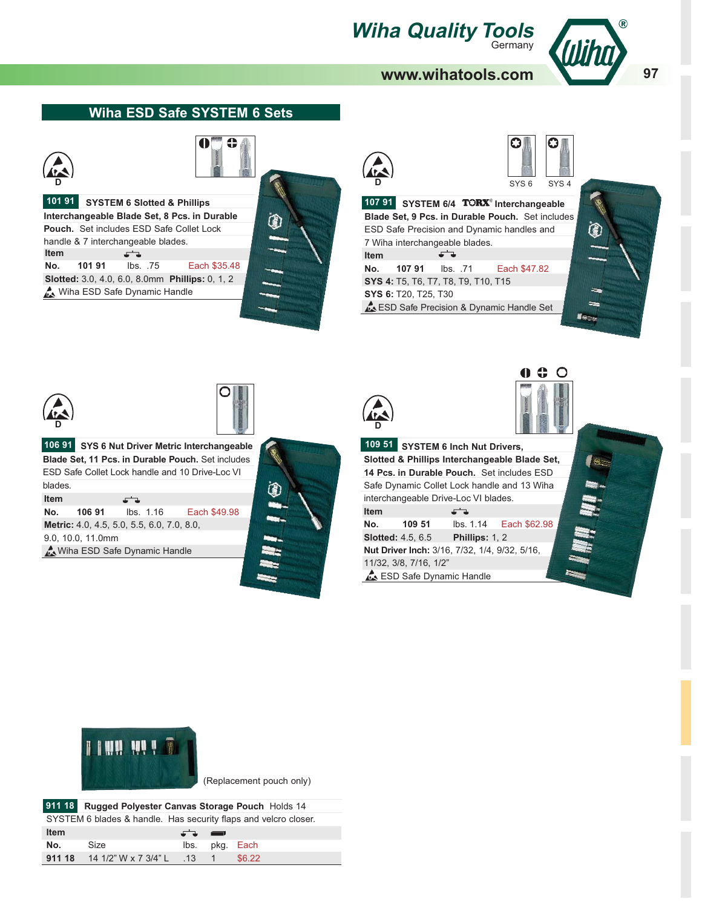## Wiha ESD Safe SYSTEM 6 Sets

**101 91** **SYSTEM 6 Slotted & Phillips Interchangeable Blade Set, 8 Pcs. in Durable Pouch.** Set includes ESD Safe Collet Lock handle & 7 interchangeable blades.

| Item | | |
|---|---|---|
| No. 101 91 | lbs. .75 | Each $35.48 |

**Slotted:** 3.0, 4.0, 6.0, 8.0mm **Phillips:** 0, 1, 2

Wiha ESD Safe Dynamic Handle

**107 91** **SYSTEM 6/4 TORX® Interchangeable Blade Set, 9 Pcs. in Durable Pouch.** Set includes ESD Safe Precision and Dynamic handles and 7 Wiha interchangeable blades.

SYS 6 SYS 4

| Item | | |
|---|---|---|
| No. 107 91 | lbs. .71 | Each $47.82 |

**SYS 4:** T5, T6, T7, T8, T9, T10, T15
**SYS 6:** T20, T25, T30

ESD Safe Precision & Dynamic Handle Set

**106 91** **SYS 6 Nut Driver Metric Interchangeable Blade Set, 11 Pcs. in Durable Pouch.** Set includes ESD Safe Collet Lock handle and 10 Drive-Loc VI blades.

| Item | | |
|---|---|---|
| No. 106 91 | lbs. 1.16 | Each $49.98 |

**Metric:** 4.0, 4.5, 5.0, 5.5, 6.0, 7.0, 8.0, 9.0, 10.0, 11.0mm

Wiha ESD Safe Dynamic Handle

**109 51** **SYSTEM 6 Inch Nut Drivers, Slotted & Phillips Interchangeable Blade Set, 14 Pcs. in Durable Pouch.** Set includes ESD Safe Dynamic Collet Lock handle and 13 Wiha interchangeable Drive-Loc VI blades.

| Item | | |
|---|---|---|
| No. 109 51 | lbs. 1.14 | Each $62.98 |

**Slotted:** 4.5, 6.5 **Phillips:** 1, 2
**Nut Driver Inch:** 3/16, 7/32, 1/4, 9/32, 5/16, 11/32, 3/8, 7/16, 1/2"

ESD Safe Dynamic Handle

(Replacement pouch only)

**911 18** **Rugged Polyester Canvas Storage Pouch** Holds 14 SYSTEM 6 blades & handle. Has security flaps and velcro closer.

| Item No. | Size | lbs. | pkg. | Each |
|---|---|---|---|---|
| 911 18 | 14 1/2" W x 7 3/4" L | .13 | 1 | $6.22 |